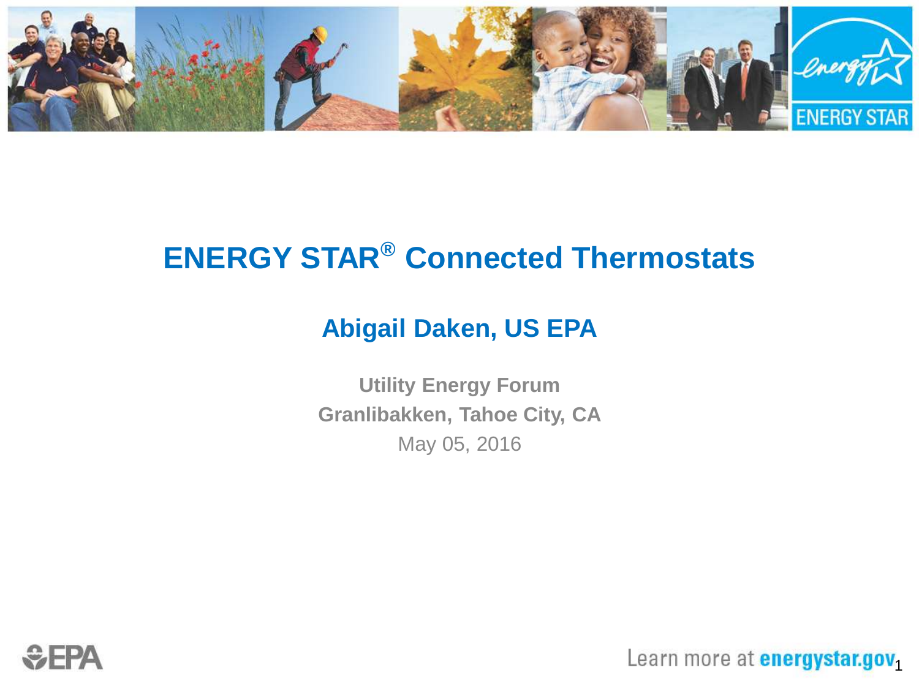# ENERGY STAR® Connected Thermostats

## Abigail Daken, US EPA

**Utility Energy Forum**
**Granlibakken, Tahoe City, CA**
May 05, 2016

Learn more at **energystar.gov**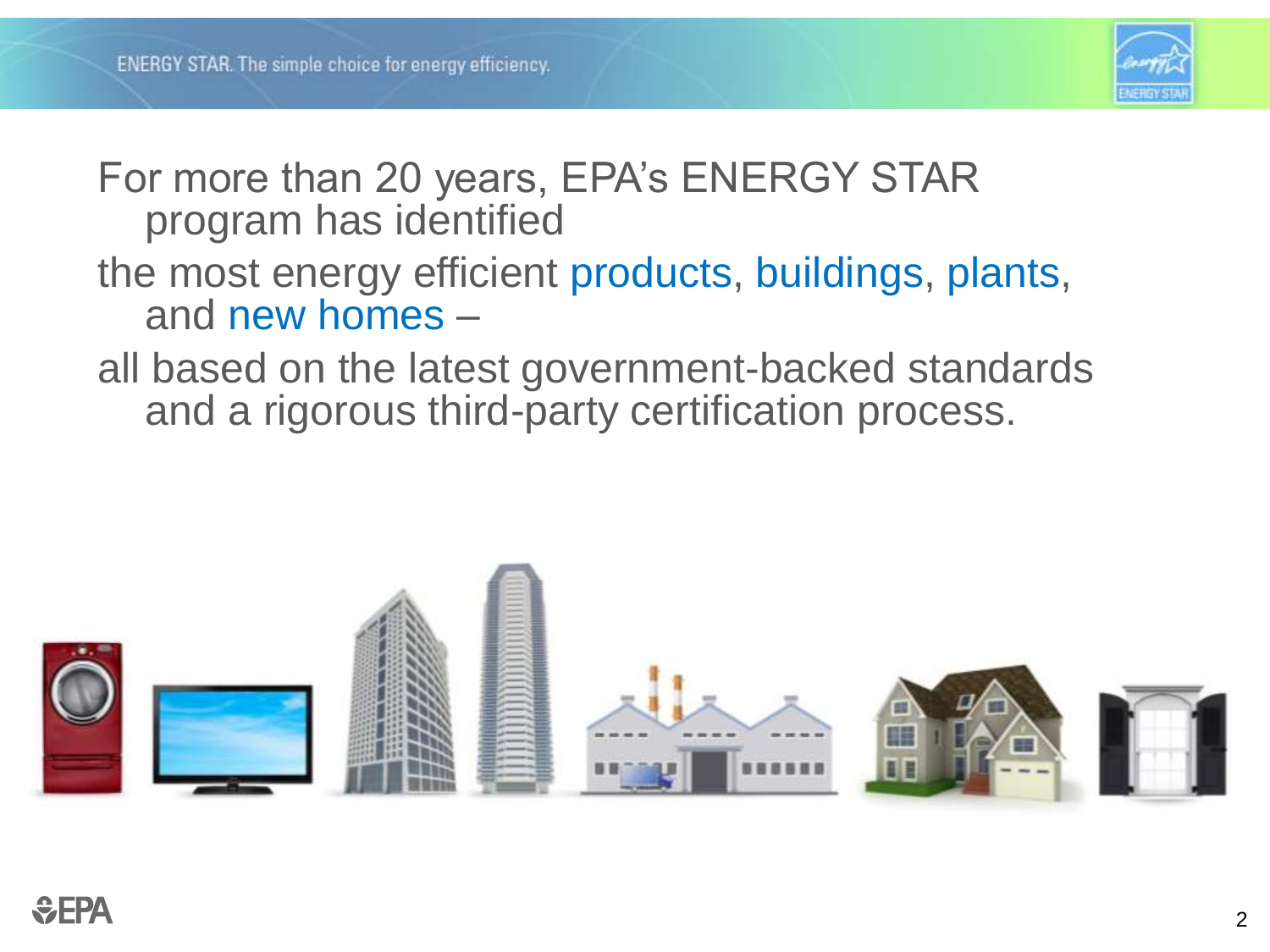For more than 20 years, EPA's ENERGY STAR program has identified

the most energy efficient products, buildings, plants, and new homes –

all based on the latest government-backed standards and a rigorous third-party certification process.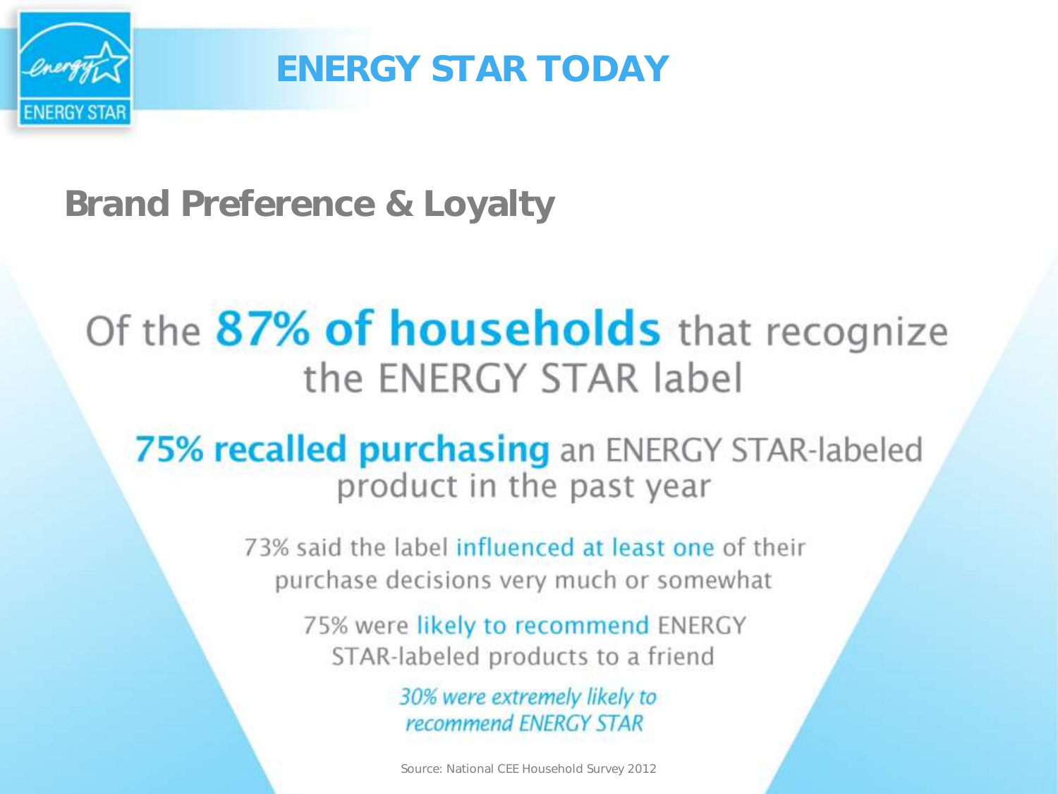# ENERGY STAR TODAY

## Brand Preference & Loyalty

Of the **87% of households** that recognize the ENERGY STAR label

**75% recalled purchasing** an ENERGY STAR-labeled product in the past year

73% said the label influenced at least one of their purchase decisions very much or somewhat

75% were likely to recommend ENERGY STAR-labeled products to a friend

*30% were extremely likely to recommend ENERGY STAR*

Source: National CEE Household Survey 2012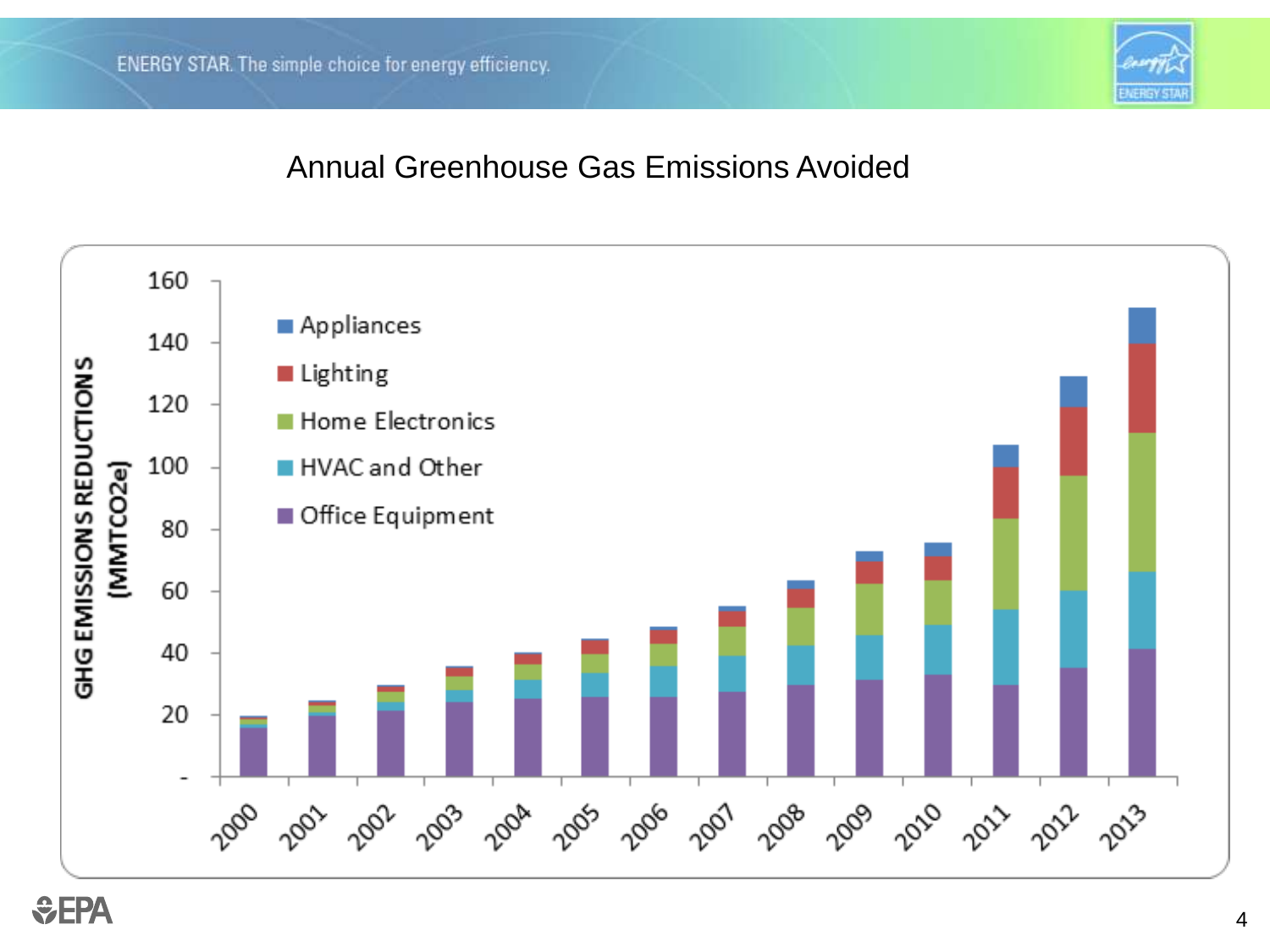# Annual Greenhouse Gas Emissions Avoided

GHG EMISSIONS REDUCTIONS (MMTCO2e)

- Appliances
- Lighting
- Home Electronics
- HVAC and Other
- Office Equipment

160, 140, 120, 100, 80, 60, 40, 20, -

2000, 2001, 2002, 2003, 2004, 2005, 2006, 2007, 2008, 2009, 2010, 2011, 2012, 2013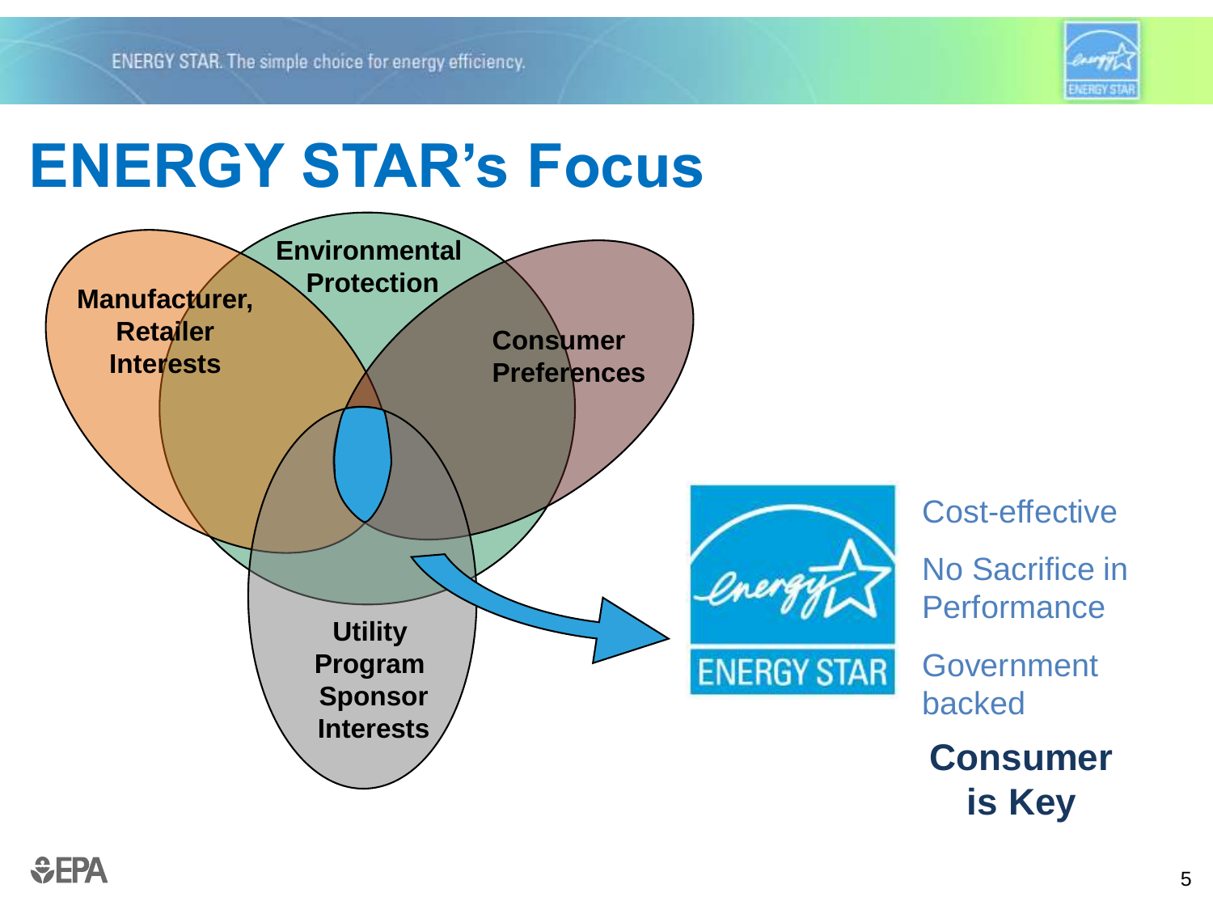# ENERGY STAR's Focus

Manufacturer, Retailer Interests

Environmental Protection

Consumer Preferences

Utility Program Sponsor Interests

ENERGY STAR

Cost-effective

No Sacrifice in Performance

Government backed

**Consumer is Key**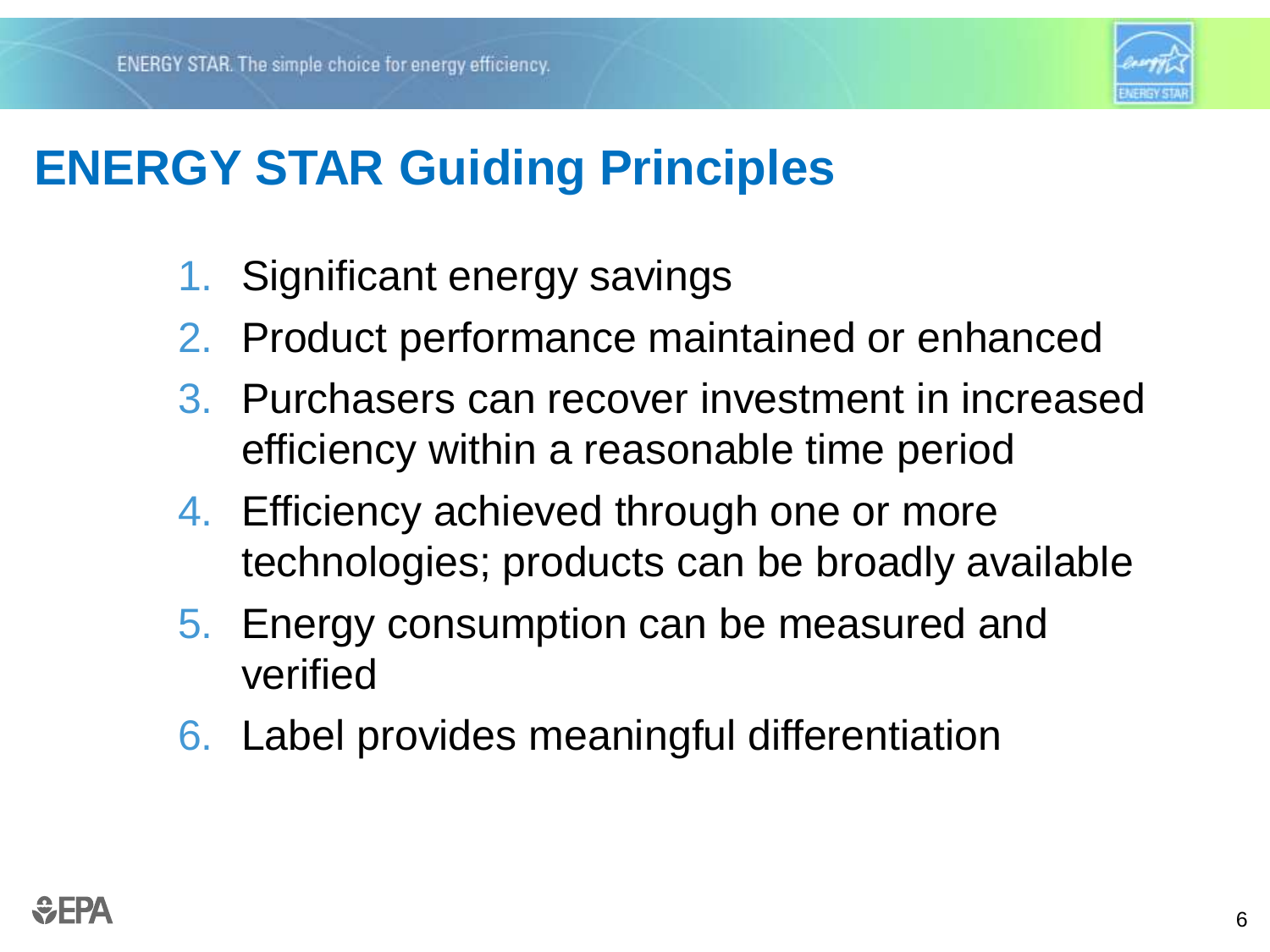# ENERGY STAR Guiding Principles

1. Significant energy savings
2. Product performance maintained or enhanced
3. Purchasers can recover investment in increased efficiency within a reasonable time period
4. Efficiency achieved through one or more technologies; products can be broadly available
5. Energy consumption can be measured and verified
6. Label provides meaningful differentiation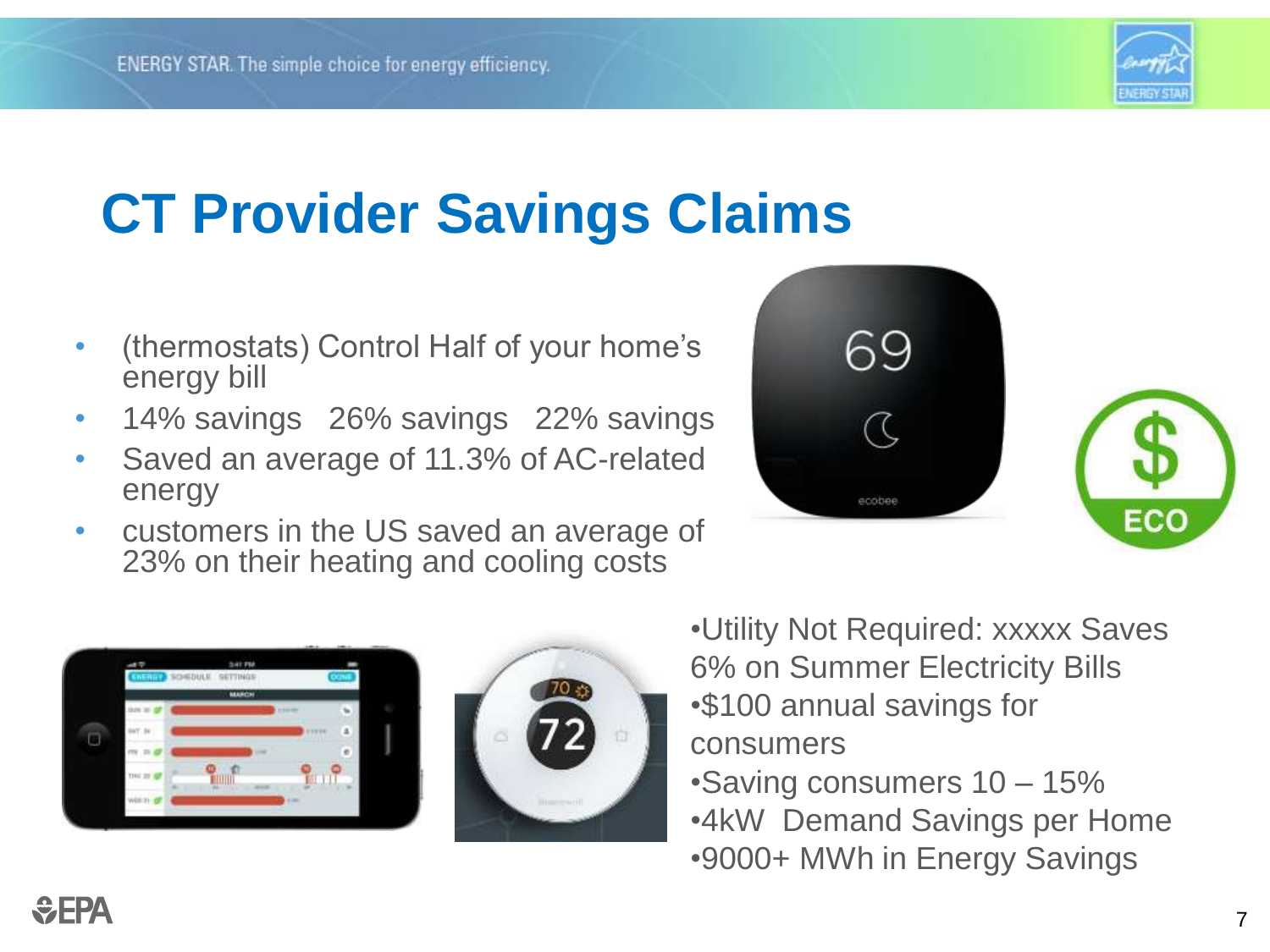# CT Provider Savings Claims

- (thermostats) Control Half of your home's energy bill
- 14% savings   26% savings   22% savings
- Saved an average of 11.3% of AC-related energy
- customers in the US saved an average of 23% on their heating and cooling costs

- Utility Not Required: xxxxx Saves 6% on Summer Electricity Bills
- $100 annual savings for consumers
- Saving consumers 10 – 15%
- 4kW  Demand Savings per Home
- 9000+ MWh in Energy Savings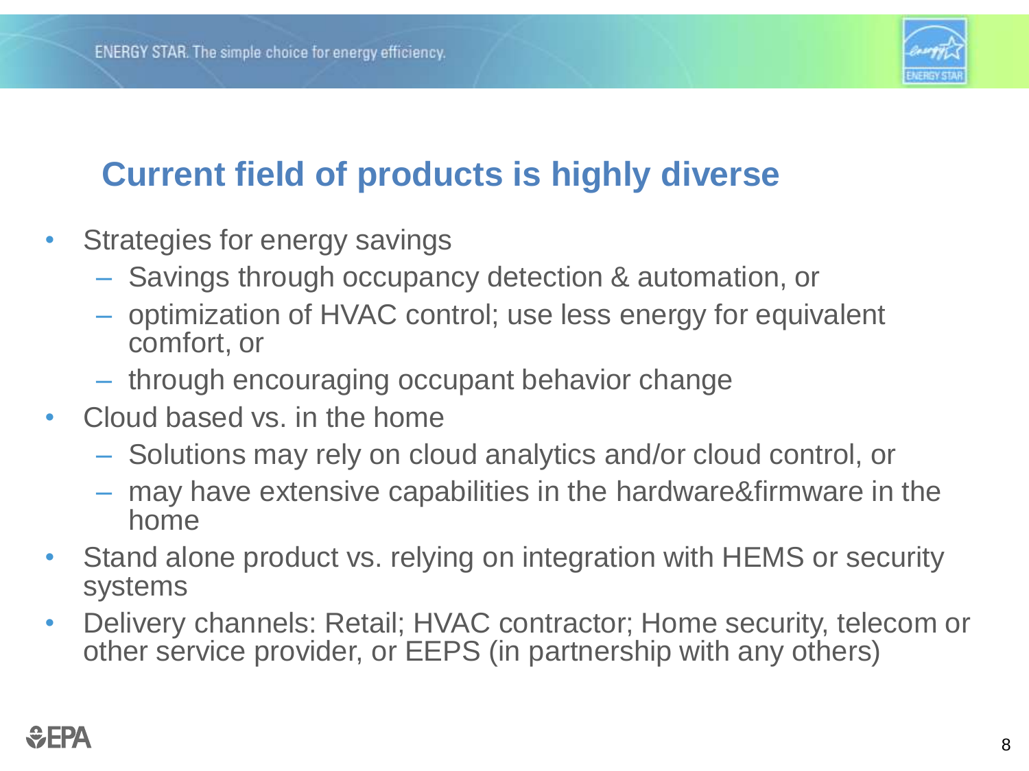## Current field of products is highly diverse

- Strategies for energy savings
  - Savings through occupancy detection & automation, or
  - optimization of HVAC control; use less energy for equivalent comfort, or
  - through encouraging occupant behavior change
- Cloud based vs. in the home
  - Solutions may rely on cloud analytics and/or cloud control, or
  - may have extensive capabilities in the hardware&firmware in the home
- Stand alone product vs. relying on integration with HEMS or security systems
- Delivery channels: Retail; HVAC contractor; Home security, telecom or other service provider, or EEPS (in partnership with any others)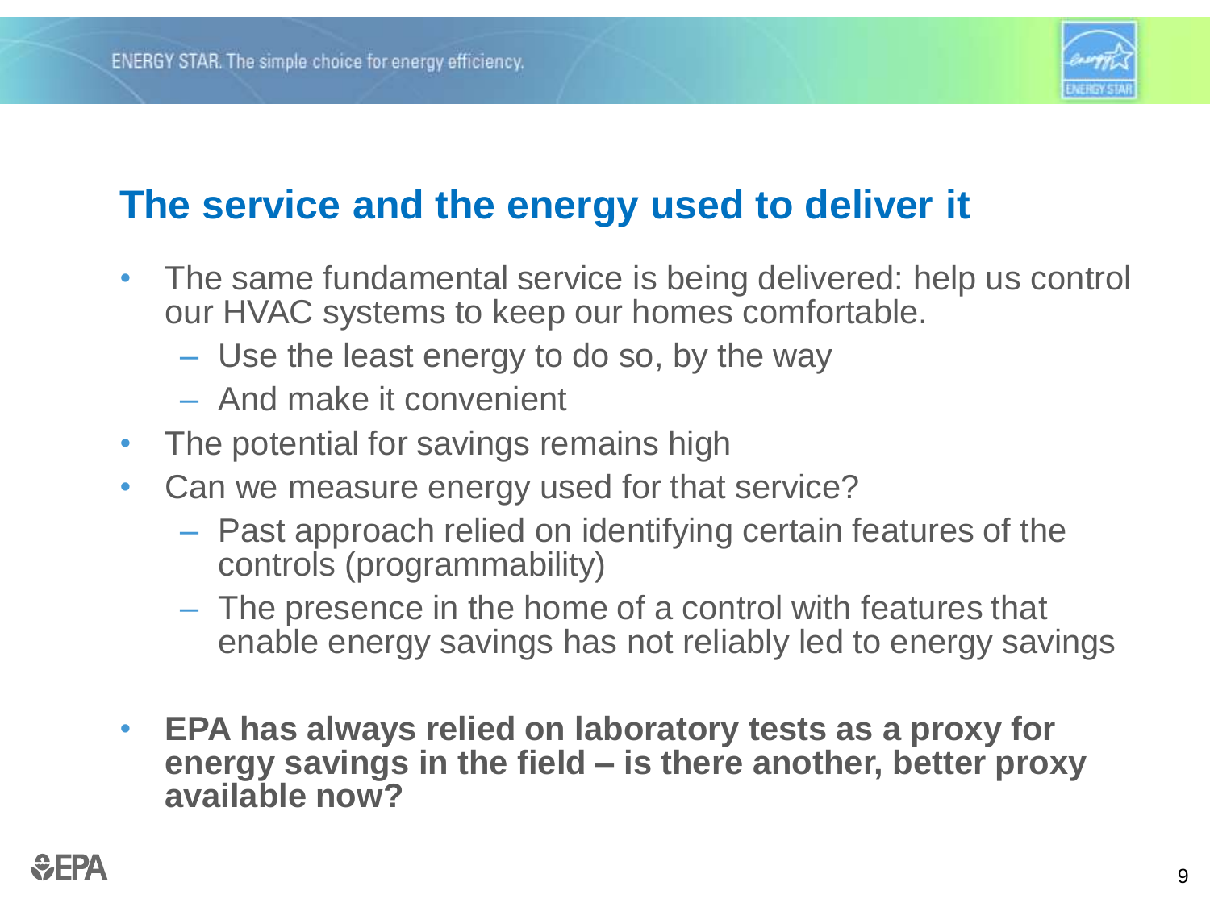## The service and the energy used to deliver it

- The same fundamental service is being delivered: help us control our HVAC systems to keep our homes comfortable.
  - Use the least energy to do so, by the way
  - And make it convenient
- The potential for savings remains high
- Can we measure energy used for that service?
  - Past approach relied on identifying certain features of the controls (programmability)
  - The presence in the home of a control with features that enable energy savings has not reliably led to energy savings

- **EPA has always relied on laboratory tests as a proxy for energy savings in the field – is there another, better proxy available now?**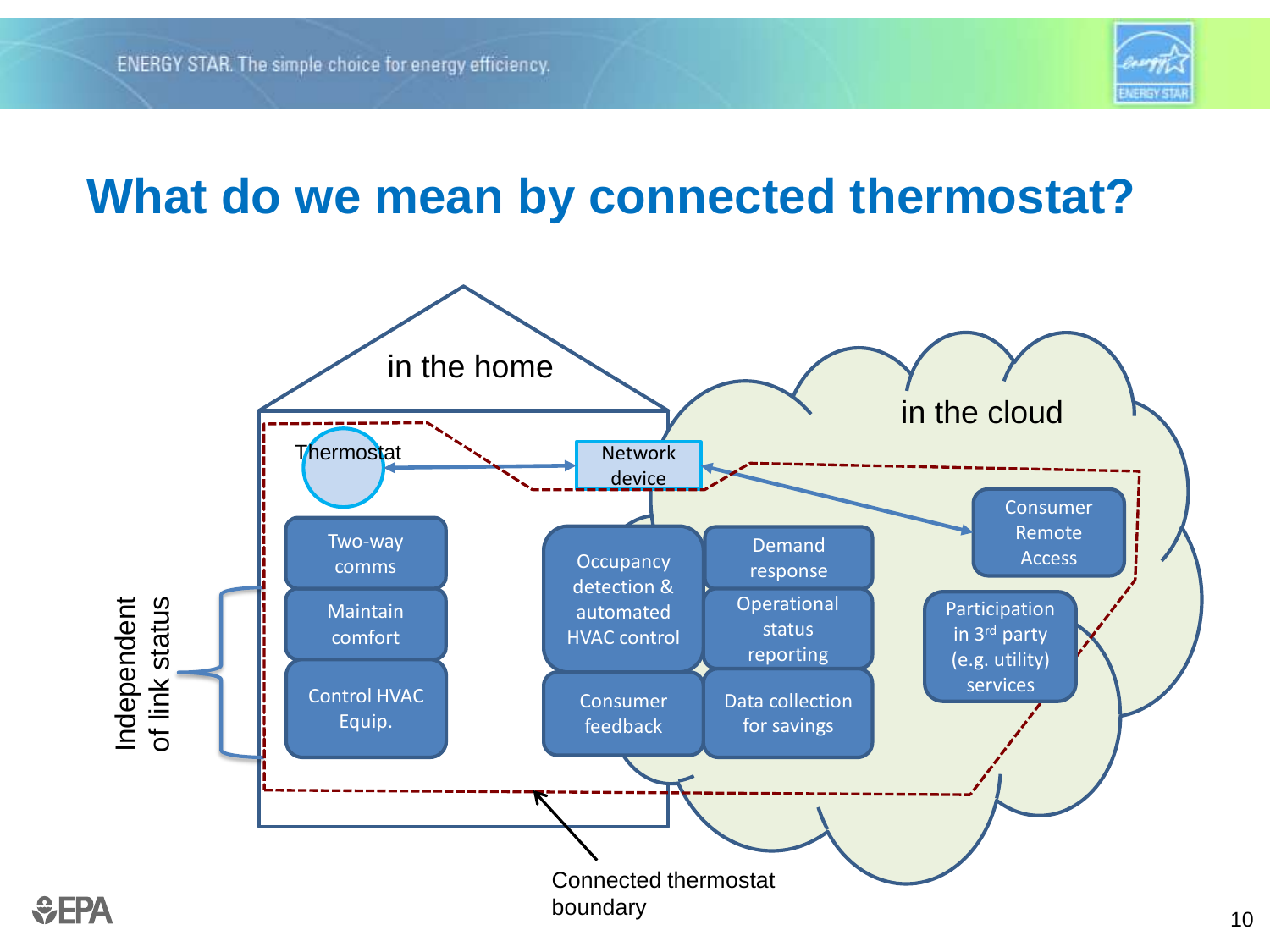# What do we mean by connected thermostat?

in the home

in the cloud

Thermostat

Network device

Two-way comms

Maintain comfort

Control HVAC Equip.

Independent of link status

Occupancy detection & automated HVAC control

Consumer feedback

Demand response

Operational status reporting

Data collection for savings

Consumer Remote Access

Participation in 3rd party (e.g. utility) services

Connected thermostat boundary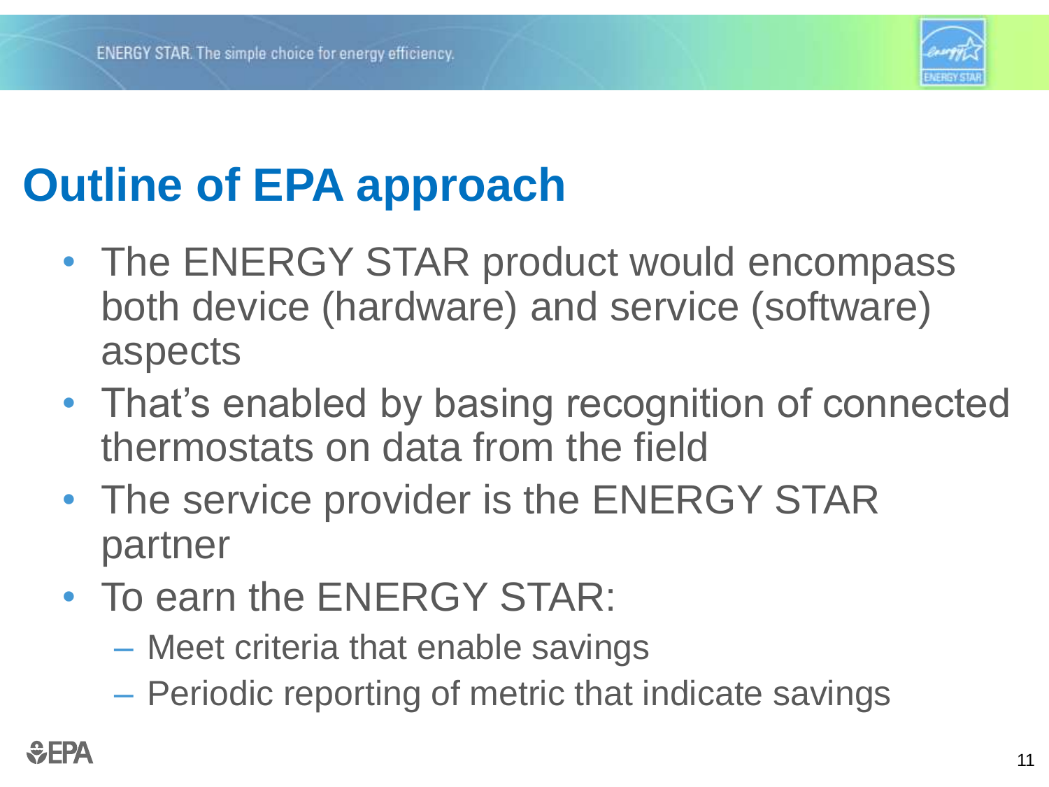# Outline of EPA approach

- The ENERGY STAR product would encompass both device (hardware) and service (software) aspects
- That's enabled by basing recognition of connected thermostats on data from the field
- The service provider is the ENERGY STAR partner
- To earn the ENERGY STAR:
  - Meet criteria that enable savings
  - Periodic reporting of metric that indicate savings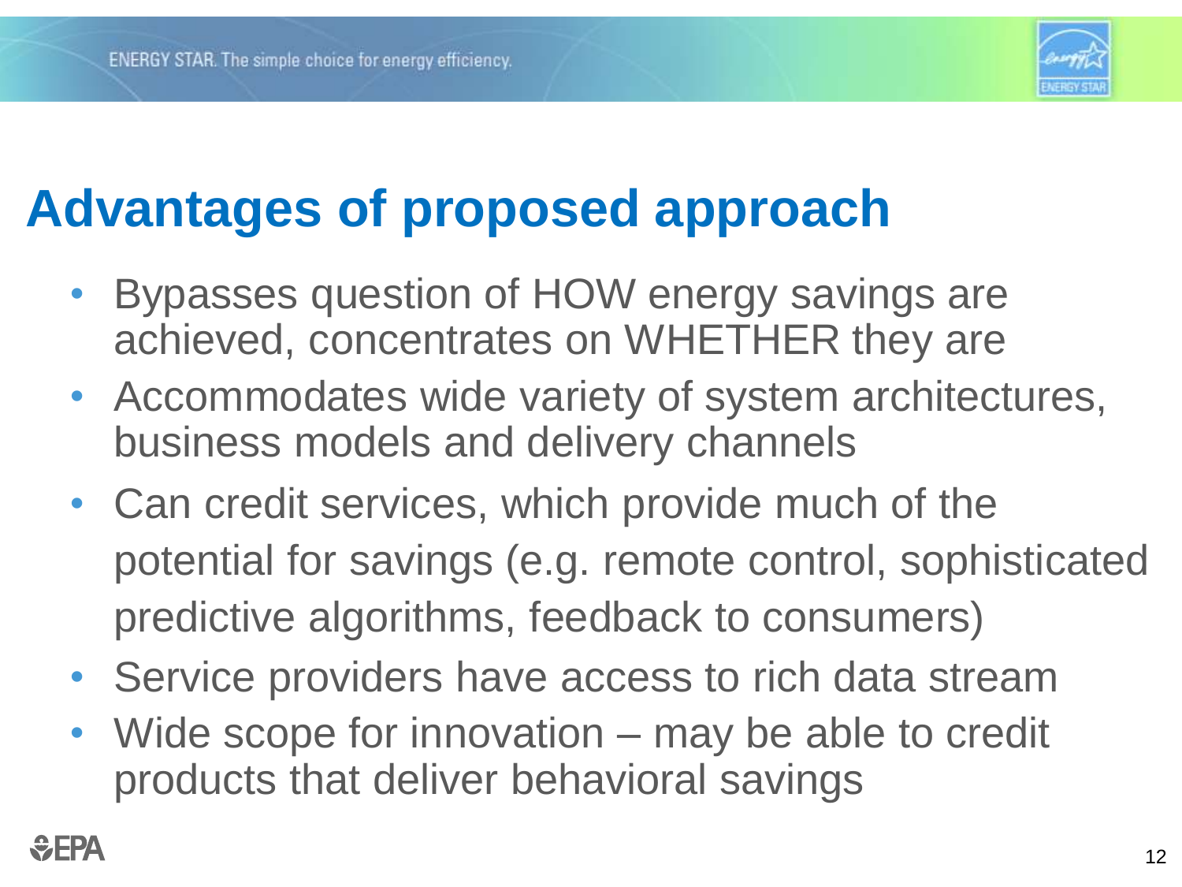# Advantages of proposed approach

- Bypasses question of HOW energy savings are achieved, concentrates on WHETHER they are
- Accommodates wide variety of system architectures, business models and delivery channels
- Can credit services, which provide much of the potential for savings (e.g. remote control, sophisticated predictive algorithms, feedback to consumers)
- Service providers have access to rich data stream
- Wide scope for innovation – may be able to credit products that deliver behavioral savings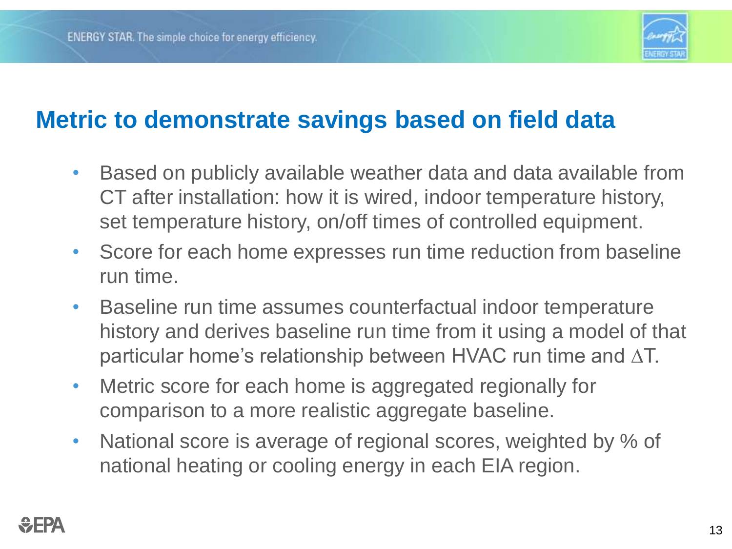## Metric to demonstrate savings based on field data

- Based on publicly available weather data and data available from CT after installation: how it is wired, indoor temperature history, set temperature history, on/off times of controlled equipment.
- Score for each home expresses run time reduction from baseline run time.
- Baseline run time assumes counterfactual indoor temperature history and derives baseline run time from it using a model of that particular home's relationship between HVAC run time and $\Delta T$.
- Metric score for each home is aggregated regionally for comparison to a more realistic aggregate baseline.
- National score is average of regional scores, weighted by % of national heating or cooling energy in each EIA region.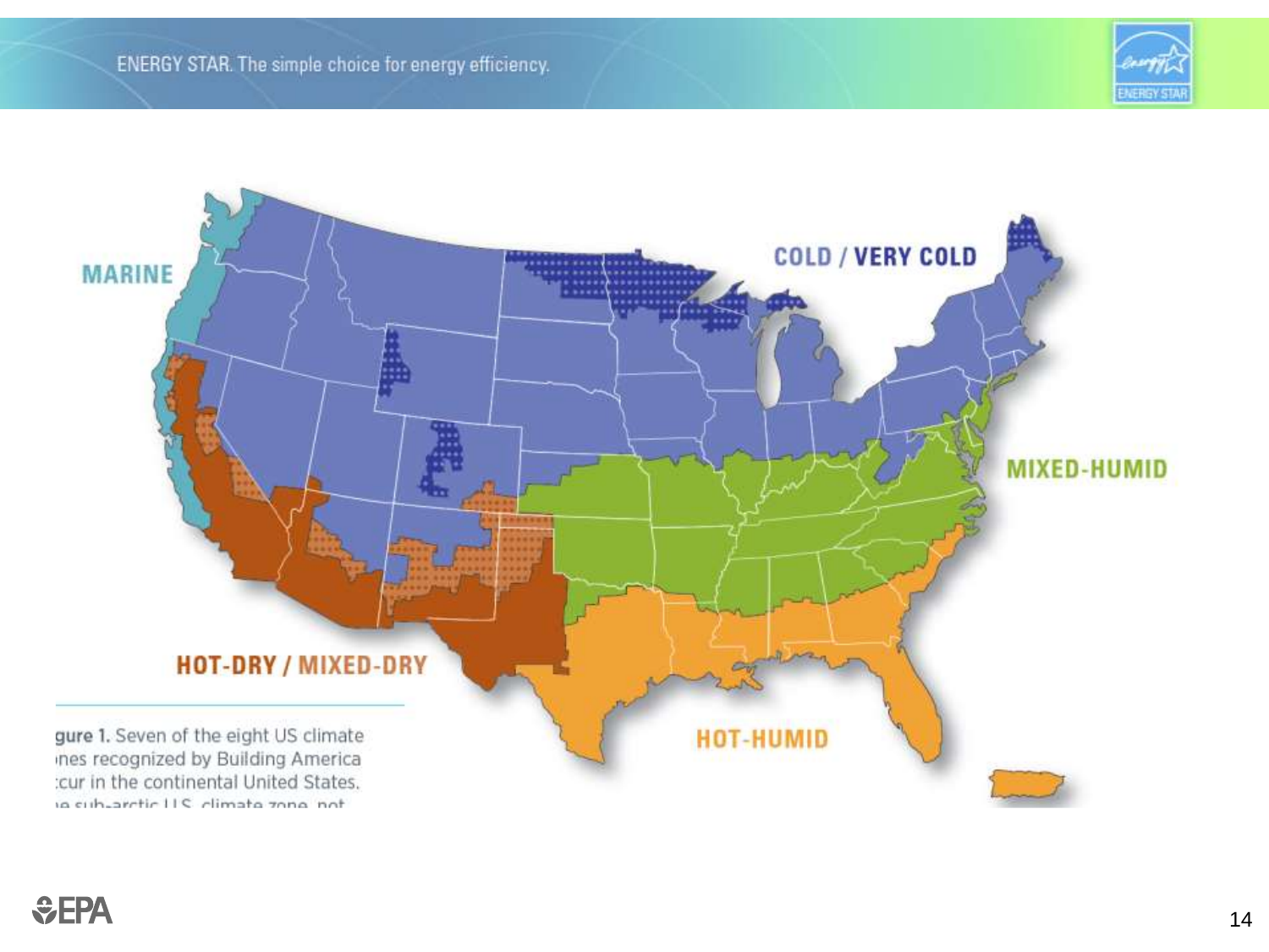MARINE

COLD / VERY COLD

MIXED-HUMID

HOT-DRY / MIXED-DRY

HOT-HUMID

gure 1. Seven of the eight US climate
ınes recognized by Building America
:cur in the continental United States.
ıe sub-arctic U.S. climate zone, not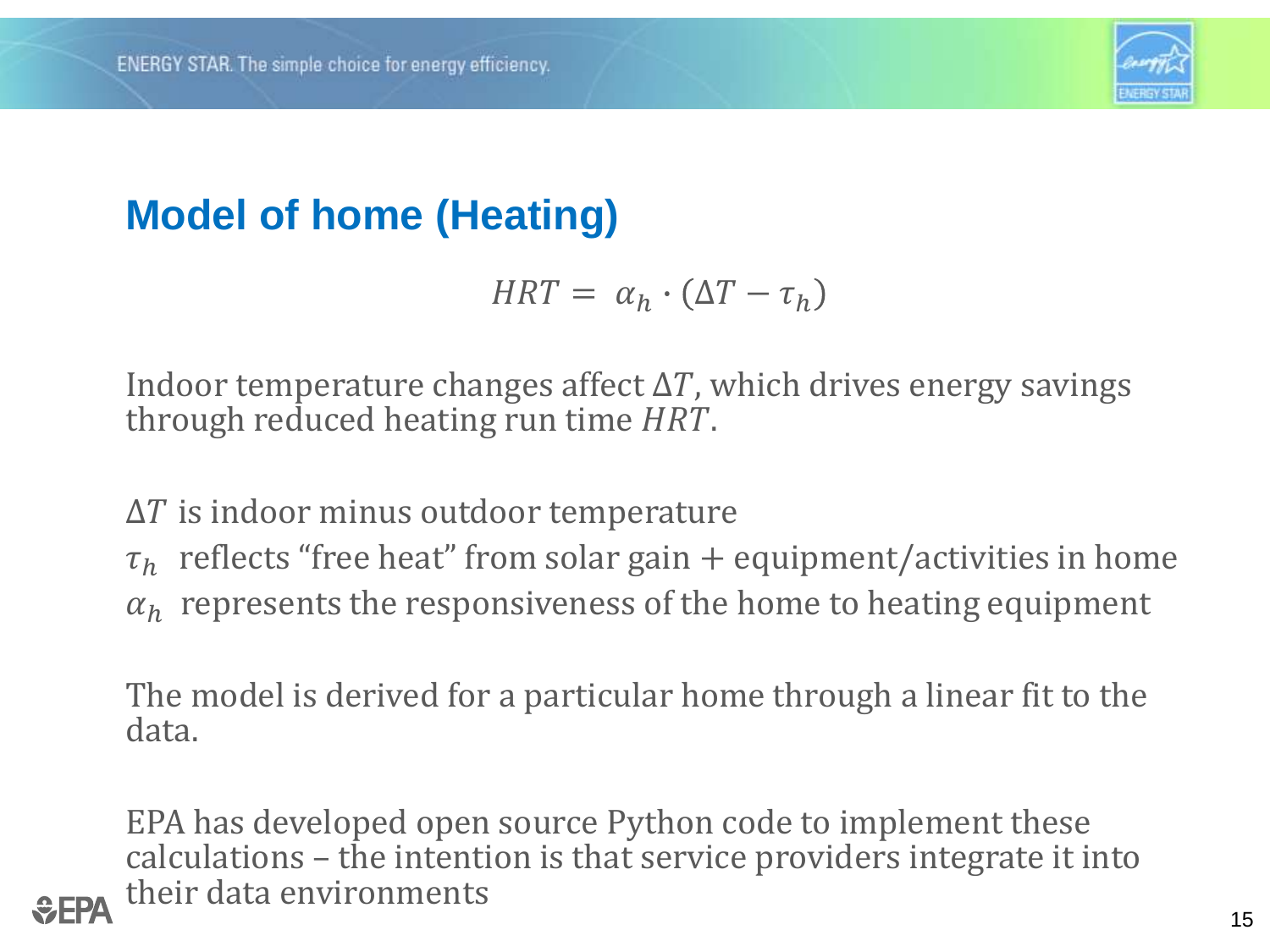# Model of home (Heating)

$$HRT = \alpha_h \cdot (\Delta T - \tau_h)$$

Indoor temperature changes affect $\Delta T$, which drives energy savings through reduced heating run time $HRT$.

$\Delta T$ is indoor minus outdoor temperature

$\tau_h$ reflects "free heat" from solar gain + equipment/activities in home

$\alpha_h$ represents the responsiveness of the home to heating equipment

The model is derived for a particular home through a linear fit to the data.

EPA has developed open source Python code to implement these calculations – the intention is that service providers integrate it into their data environments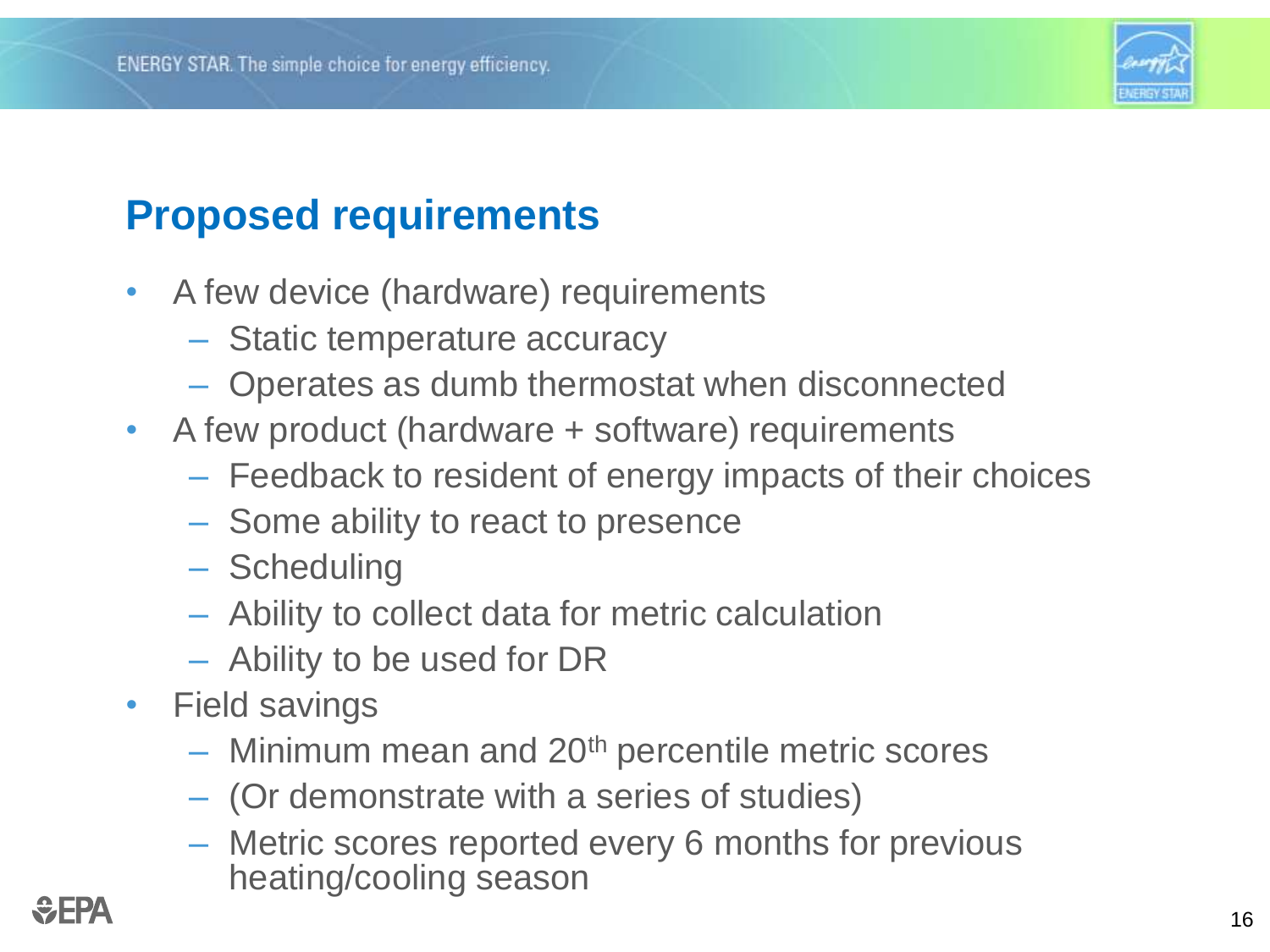## Proposed requirements

- A few device (hardware) requirements
  - Static temperature accuracy
  - Operates as dumb thermostat when disconnected
- A few product (hardware + software) requirements
  - Feedback to resident of energy impacts of their choices
  - Some ability to react to presence
  - Scheduling
  - Ability to collect data for metric calculation
  - Ability to be used for DR
- Field savings
  - Minimum mean and $20^{th}$ percentile metric scores
  - (Or demonstrate with a series of studies)
  - Metric scores reported every 6 months for previous heating/cooling season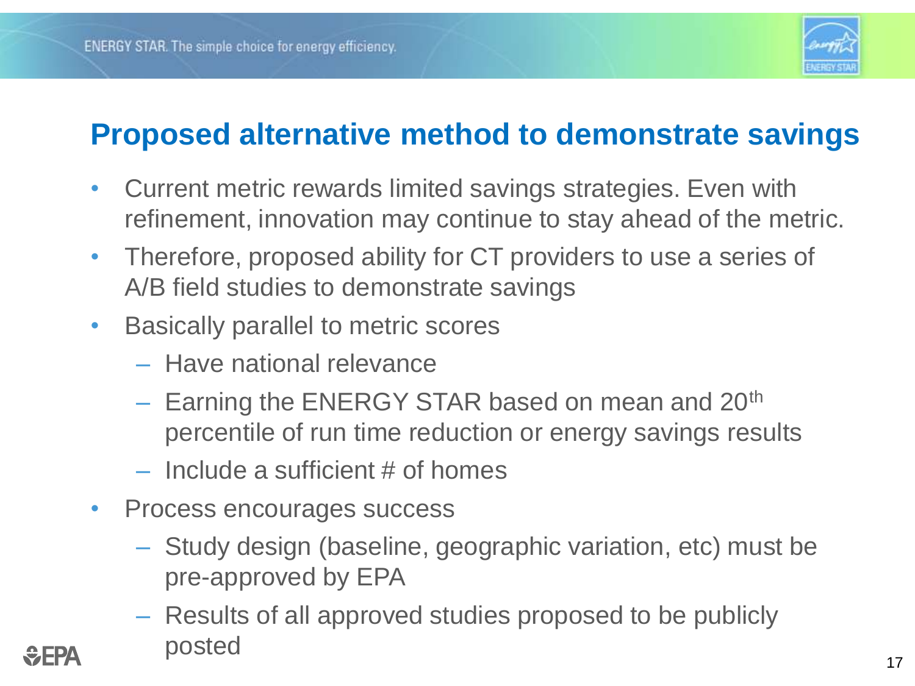## Proposed alternative method to demonstrate savings

- Current metric rewards limited savings strategies. Even with refinement, innovation may continue to stay ahead of the metric.
- Therefore, proposed ability for CT providers to use a series of A/B field studies to demonstrate savings
- Basically parallel to metric scores
  - Have national relevance
  - Earning the ENERGY STAR based on mean and 20th percentile of run time reduction or energy savings results
  - Include a sufficient # of homes
- Process encourages success
  - Study design (baseline, geographic variation, etc) must be pre-approved by EPA
  - Results of all approved studies proposed to be publicly posted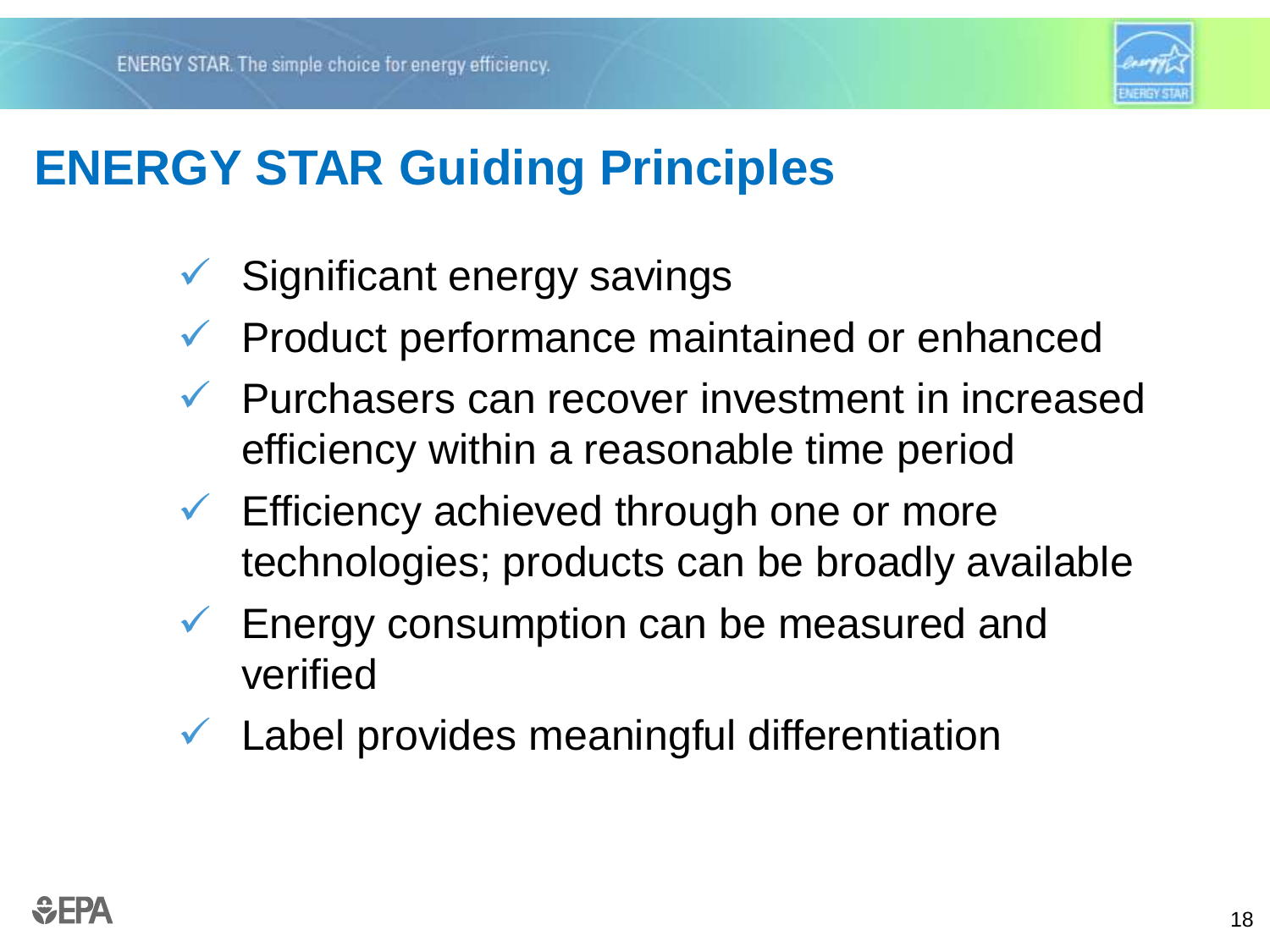# ENERGY STAR Guiding Principles

- ✓ Significant energy savings
- ✓ Product performance maintained or enhanced
- ✓ Purchasers can recover investment in increased efficiency within a reasonable time period
- ✓ Efficiency achieved through one or more technologies; products can be broadly available
- ✓ Energy consumption can be measured and verified
- ✓ Label provides meaningful differentiation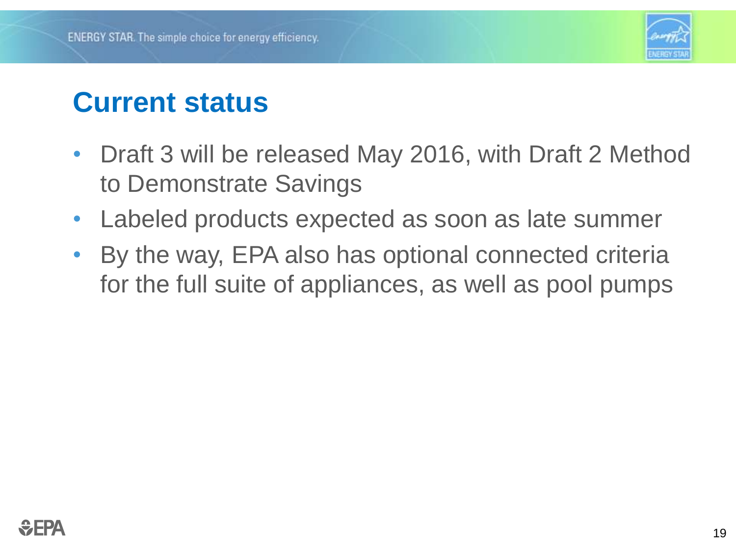# Current status

- Draft 3 will be released May 2016, with Draft 2 Method to Demonstrate Savings
- Labeled products expected as soon as late summer
- By the way, EPA also has optional connected criteria for the full suite of appliances, as well as pool pumps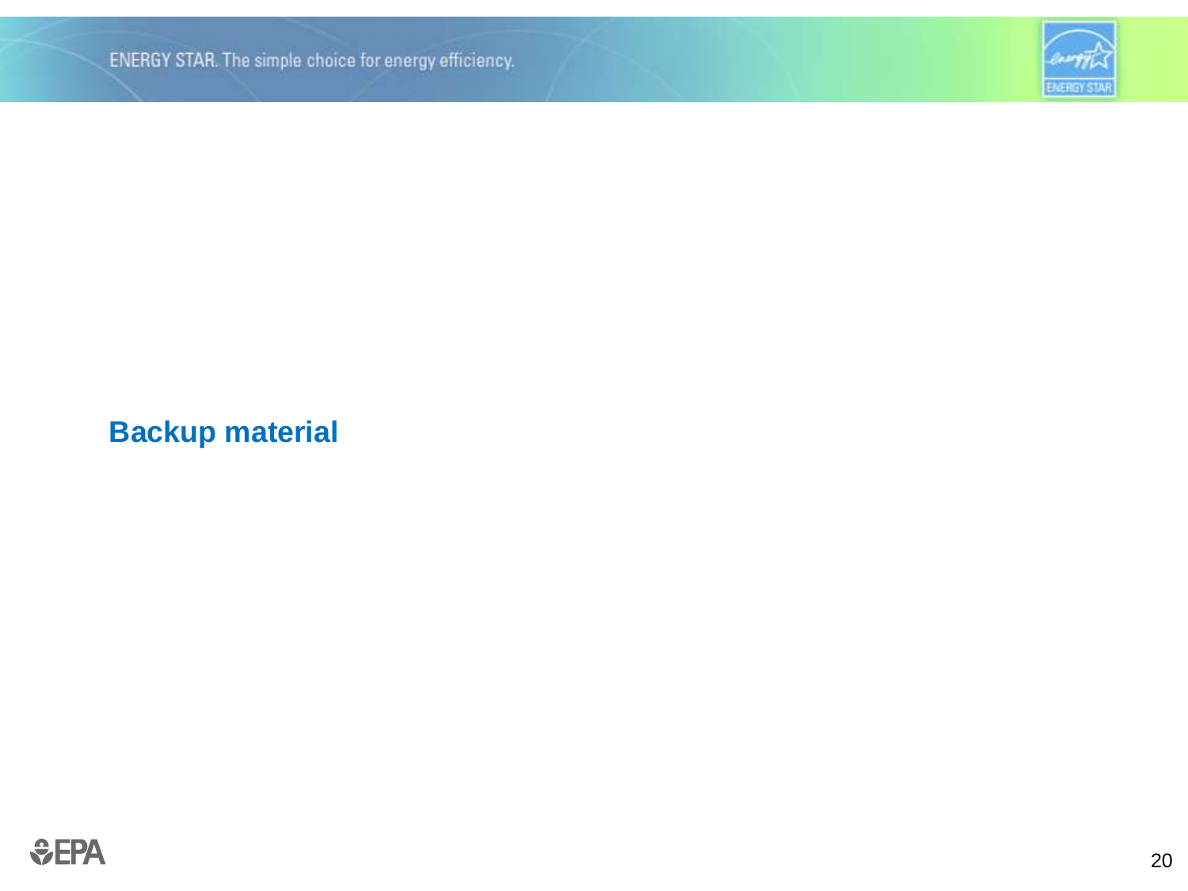## Backup material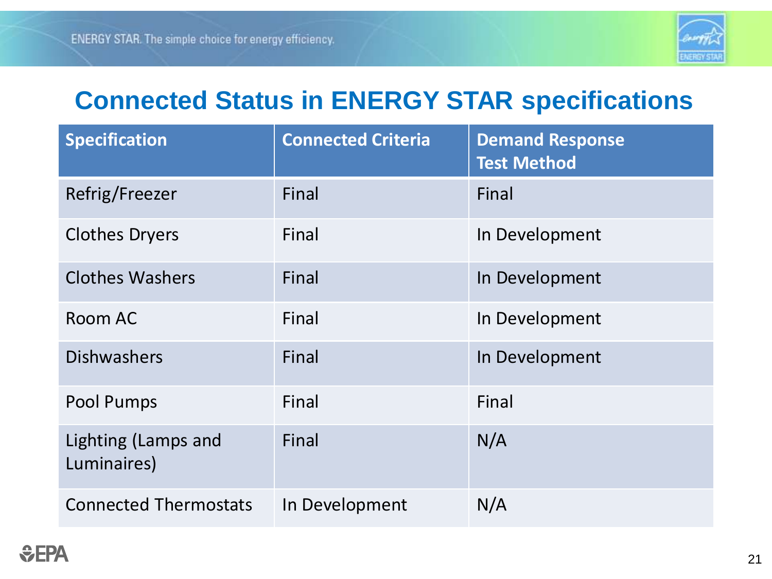# Connected Status in ENERGY STAR specifications

| Specification | Connected Criteria | Demand Response Test Method |
|---|---|---|
| Refrig/Freezer | Final | Final |
| Clothes Dryers | Final | In Development |
| Clothes Washers | Final | In Development |
| Room AC | Final | In Development |
| Dishwashers | Final | In Development |
| Pool Pumps | Final | Final |
| Lighting (Lamps and Luminaires) | Final | N/A |
| Connected Thermostats | In Development | N/A |